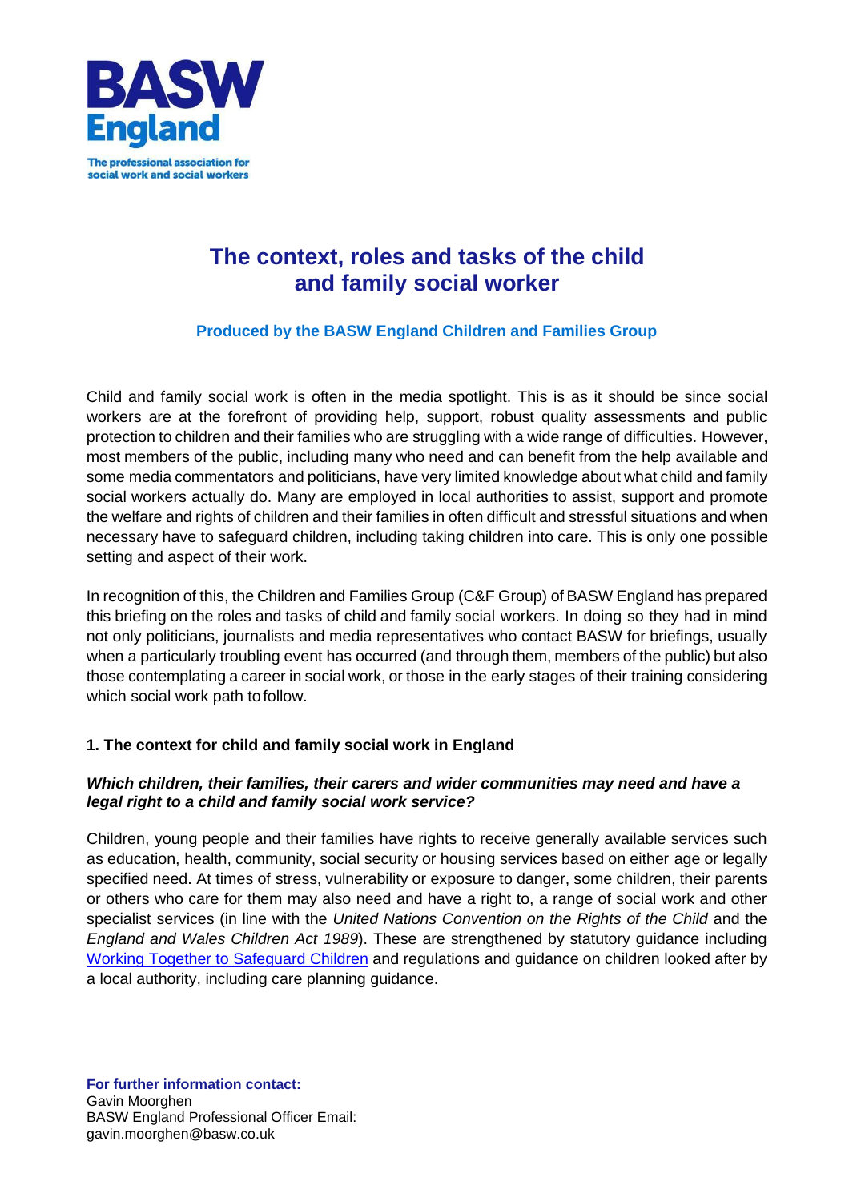BASW England

The professional association for social work and social workers

# The context, roles and tasks of the child and family social worker

**Produced by the BASW England Children and Families Group**

Child and family social work is often in the media spotlight. This is as it should be since social workers are at the forefront of providing help, support, robust quality assessments and public protection to children and their families who are struggling with a wide range of difficulties. However, most members of the public, including many who need and can benefit from the help available and some media commentators and politicians, have very limited knowledge about what child and family social workers actually do. Many are employed in local authorities to assist, support and promote the welfare and rights of children and their families in often difficult and stressful situations and when necessary have to safeguard children, including taking children into care. This is only one possible setting and aspect of their work.

In recognition of this, the Children and Families Group (C&F Group) of BASW England has prepared this briefing on the roles and tasks of child and family social workers. In doing so they had in mind not only politicians, journalists and media representatives who contact BASW for briefings, usually when a particularly troubling event has occurred (and through them, members of the public) but also those contemplating a career in social work, or those in the early stages of their training considering which social work path to follow.

## 1. The context for child and family social work in England

### *Which children, their families, their carers and wider communities may need and have a legal right to a child and family social work service?*

Children, young people and their families have rights to receive generally available services such as education, health, community, social security or housing services based on either age or legally specified need. At times of stress, vulnerability or exposure to danger, some children, their parents or others who care for them may also need and have a right to, a range of social work and other specialist services (in line with the *United Nations Convention on the Rights of the Child* and the *England and Wales Children Act 1989*). These are strengthened by statutory guidance including Working Together to Safeguard Children and regulations and guidance on children looked after by a local authority, including care planning guidance.

**For further information contact:**
Gavin Moorghen
BASW England Professional Officer Email:
gavin.moorghen@basw.co.uk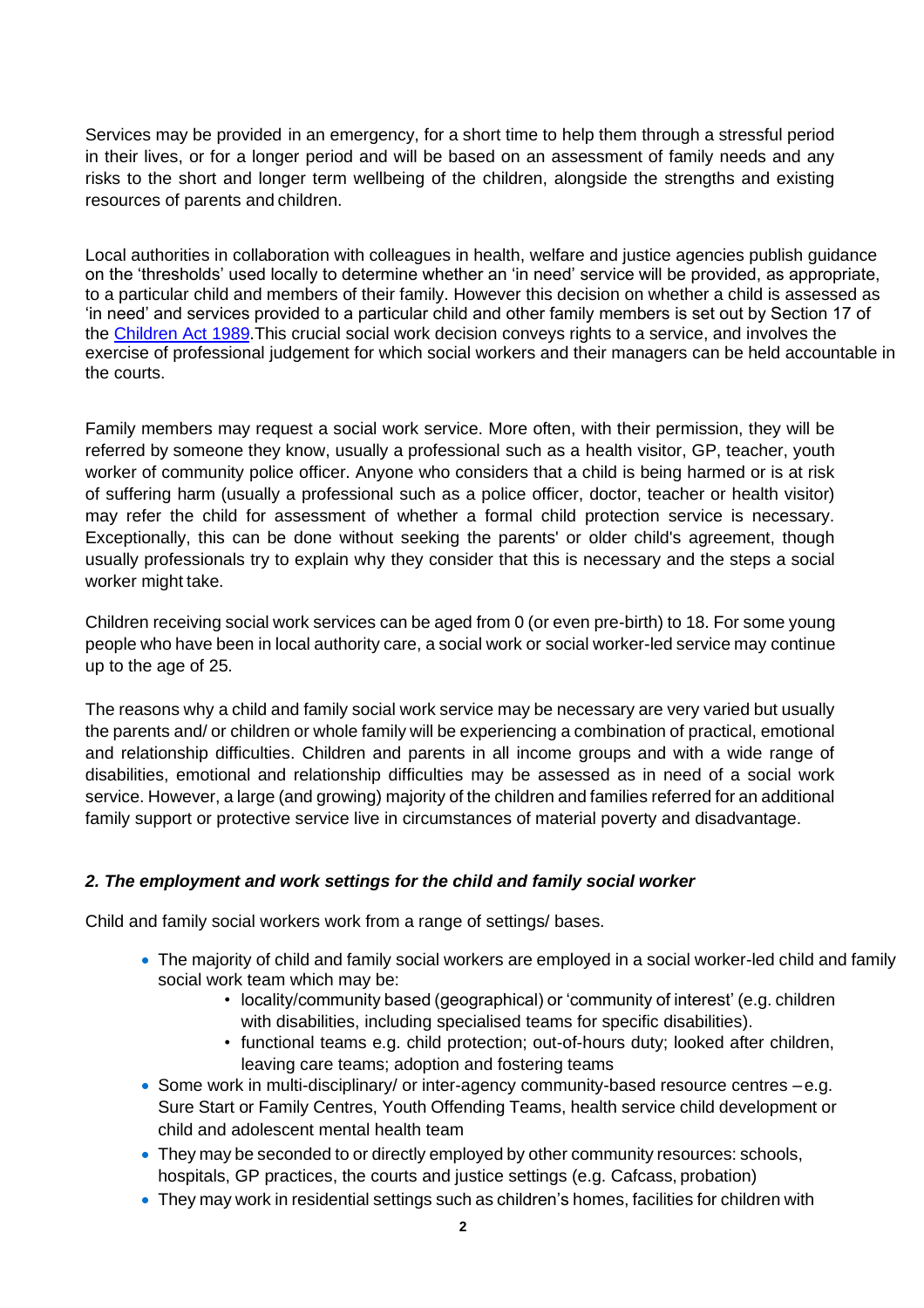Services may be provided in an emergency, for a short time to help them through a stressful period in their lives, or for a longer period and will be based on an assessment of family needs and any risks to the short and longer term wellbeing of the children, alongside the strengths and existing resources of parents and children.

Local authorities in collaboration with colleagues in health, welfare and justice agencies publish guidance on the 'thresholds' used locally to determine whether an 'in need' service will be provided, as appropriate, to a particular child and members of their family. However this decision on whether a child is assessed as 'in need' and services provided to a particular child and other family members is set out by Section 17 of the [Children Act 1989](). This crucial social work decision conveys rights to a service, and involves the exercise of professional judgement for which social workers and their managers can be held accountable in the courts.

Family members may request a social work service. More often, with their permission, they will be referred by someone they know, usually a professional such as a health visitor, GP, teacher, youth worker of community police officer. Anyone who considers that a child is being harmed or is at risk of suffering harm (usually a professional such as a police officer, doctor, teacher or health visitor) may refer the child for assessment of whether a formal child protection service is necessary. Exceptionally, this can be done without seeking the parents' or older child's agreement, though usually professionals try to explain why they consider that this is necessary and the steps a social worker might take.

Children receiving social work services can be aged from 0 (or even pre-birth) to 18. For some young people who have been in local authority care, a social work or social worker-led service may continue up to the age of 25.

The reasons why a child and family social work service may be necessary are very varied but usually the parents and/ or children or whole family will be experiencing a combination of practical, emotional and relationship difficulties. Children and parents in all income groups and with a wide range of disabilities, emotional and relationship difficulties may be assessed as in need of a social work service. However, a large (and growing) majority of the children and families referred for an additional family support or protective service live in circumstances of material poverty and disadvantage.

### *2. The employment and work settings for the child and family social worker*

Child and family social workers work from a range of settings/ bases.

- The majority of child and family social workers are employed in a social worker-led child and family social work team which may be:
  - locality/community based (geographical) or 'community of interest' (e.g. children with disabilities, including specialised teams for specific disabilities).
  - functional teams e.g. child protection; out-of-hours duty; looked after children, leaving care teams; adoption and fostering teams
- Some work in multi-disciplinary/ or inter-agency community-based resource centres – e.g. Sure Start or Family Centres, Youth Offending Teams, health service child development or child and adolescent mental health team
- They may be seconded to or directly employed by other community resources: schools, hospitals, GP practices, the courts and justice settings (e.g. Cafcass, probation)
- They may work in residential settings such as children's homes, facilities for children with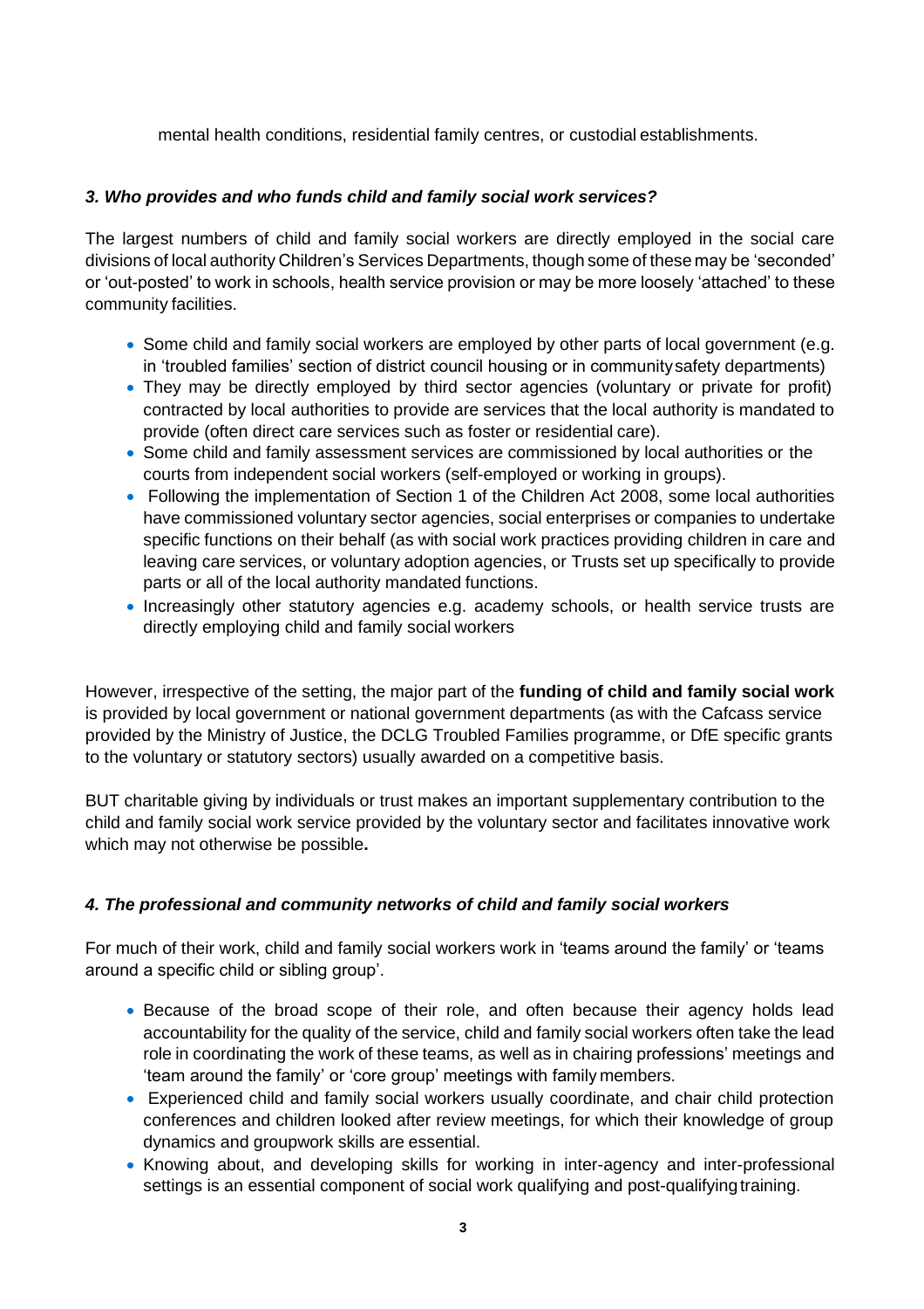mental health conditions, residential family centres, or custodial establishments.

### *3. Who provides and who funds child and family social work services?*

The largest numbers of child and family social workers are directly employed in the social care divisions of local authority Children's Services Departments, though some of these may be 'seconded' or 'out-posted' to work in schools, health service provision or may be more loosely 'attached' to these community facilities.

- Some child and family social workers are employed by other parts of local government (e.g. in 'troubled families' section of district council housing or in community safety departments)
- They may be directly employed by third sector agencies (voluntary or private for profit) contracted by local authorities to provide are services that the local authority is mandated to provide (often direct care services such as foster or residential care).
- Some child and family assessment services are commissioned by local authorities or the courts from independent social workers (self-employed or working in groups).
- Following the implementation of Section 1 of the Children Act 2008, some local authorities have commissioned voluntary sector agencies, social enterprises or companies to undertake specific functions on their behalf (as with social work practices providing children in care and leaving care services, or voluntary adoption agencies, or Trusts set up specifically to provide parts or all of the local authority mandated functions.
- Increasingly other statutory agencies e.g. academy schools, or health service trusts are directly employing child and family social workers

However, irrespective of the setting, the major part of the **funding of child and family social work** is provided by local government or national government departments (as with the Cafcass service provided by the Ministry of Justice, the DCLG Troubled Families programme, or DfE specific grants to the voluntary or statutory sectors) usually awarded on a competitive basis.

BUT charitable giving by individuals or trust makes an important supplementary contribution to the child and family social work service provided by the voluntary sector and facilitates innovative work which may not otherwise be possible**.**

### *4. The professional and community networks of child and family social workers*

For much of their work, child and family social workers work in 'teams around the family' or 'teams around a specific child or sibling group'.

- Because of the broad scope of their role, and often because their agency holds lead accountability for the quality of the service, child and family social workers often take the lead role in coordinating the work of these teams, as well as in chairing professions' meetings and 'team around the family' or 'core group' meetings with family members.
- Experienced child and family social workers usually coordinate, and chair child protection conferences and children looked after review meetings, for which their knowledge of group dynamics and groupwork skills are essential.
- Knowing about, and developing skills for working in inter-agency and inter-professional settings is an essential component of social work qualifying and post-qualifying training.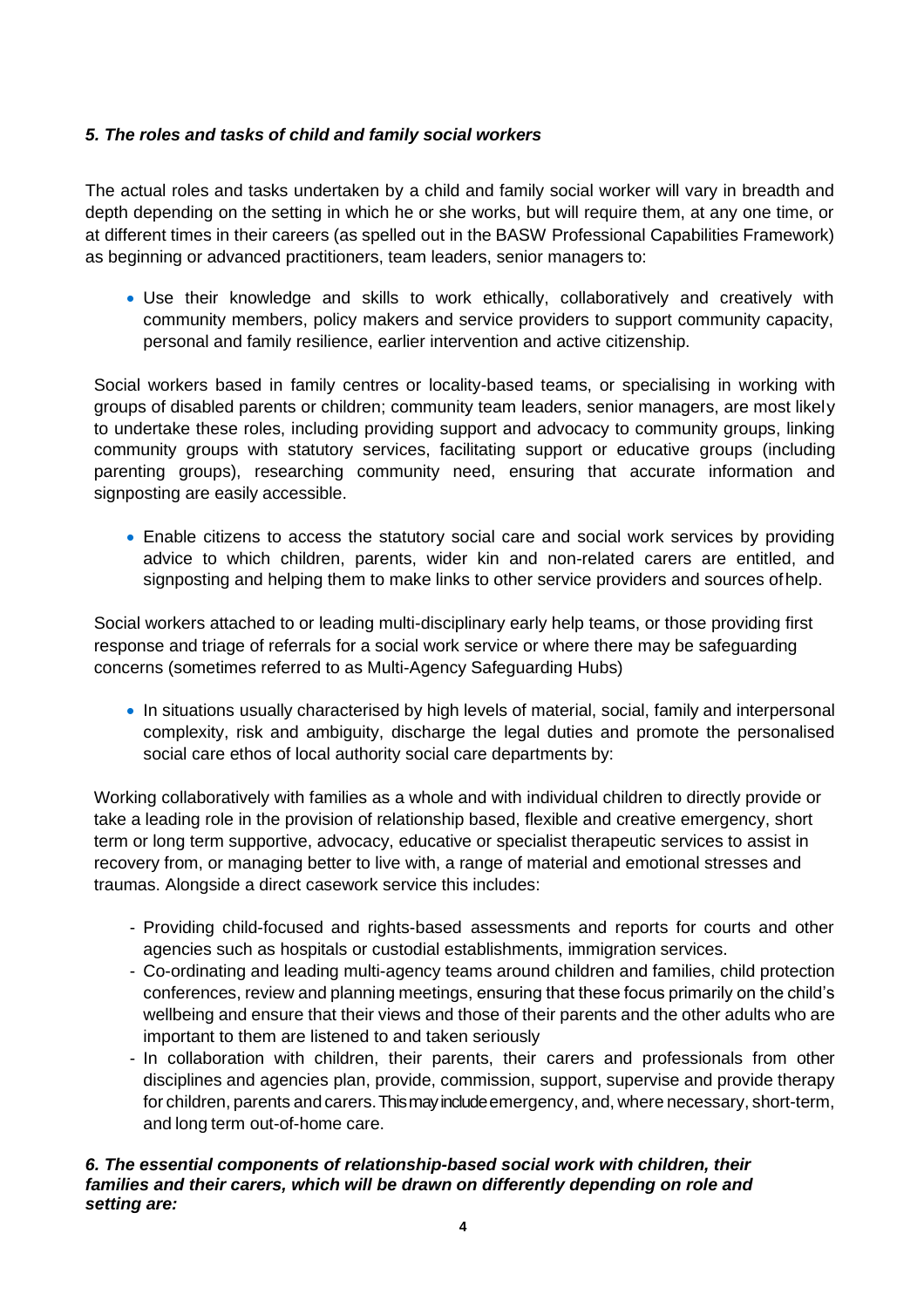### *5. The roles and tasks of child and family social workers*

The actual roles and tasks undertaken by a child and family social worker will vary in breadth and depth depending on the setting in which he or she works, but will require them, at any one time, or at different times in their careers (as spelled out in the BASW Professional Capabilities Framework) as beginning or advanced practitioners, team leaders, senior managers to:

- Use their knowledge and skills to work ethically, collaboratively and creatively with community members, policy makers and service providers to support community capacity, personal and family resilience, earlier intervention and active citizenship.

Social workers based in family centres or locality-based teams, or specialising in working with groups of disabled parents or children; community team leaders, senior managers, are most likely to undertake these roles, including providing support and advocacy to community groups, linking community groups with statutory services, facilitating support or educative groups (including parenting groups), researching community need, ensuring that accurate information and signposting are easily accessible.

- Enable citizens to access the statutory social care and social work services by providing advice to which children, parents, wider kin and non-related carers are entitled, and signposting and helping them to make links to other service providers and sources of help.

Social workers attached to or leading multi-disciplinary early help teams, or those providing first response and triage of referrals for a social work service or where there may be safeguarding concerns (sometimes referred to as Multi-Agency Safeguarding Hubs)

- In situations usually characterised by high levels of material, social, family and interpersonal complexity, risk and ambiguity, discharge the legal duties and promote the personalised social care ethos of local authority social care departments by:

Working collaboratively with families as a whole and with individual children to directly provide or take a leading role in the provision of relationship based, flexible and creative emergency, short term or long term supportive, advocacy, educative or specialist therapeutic services to assist in recovery from, or managing better to live with, a range of material and emotional stresses and traumas. Alongside a direct casework service this includes:

- Providing child-focused and rights-based assessments and reports for courts and other agencies such as hospitals or custodial establishments, immigration services.
- Co-ordinating and leading multi-agency teams around children and families, child protection conferences, review and planning meetings, ensuring that these focus primarily on the child's wellbeing and ensure that their views and those of their parents and the other adults who are important to them are listened to and taken seriously
- In collaboration with children, their parents, their carers and professionals from other disciplines and agencies plan, provide, commission, support, supervise and provide therapy for children, parents and carers. This may include emergency, and, where necessary, short-term, and long term out-of-home care.

### *6. The essential components of relationship-based social work with children, their families and their carers, which will be drawn on differently depending on role and setting are:*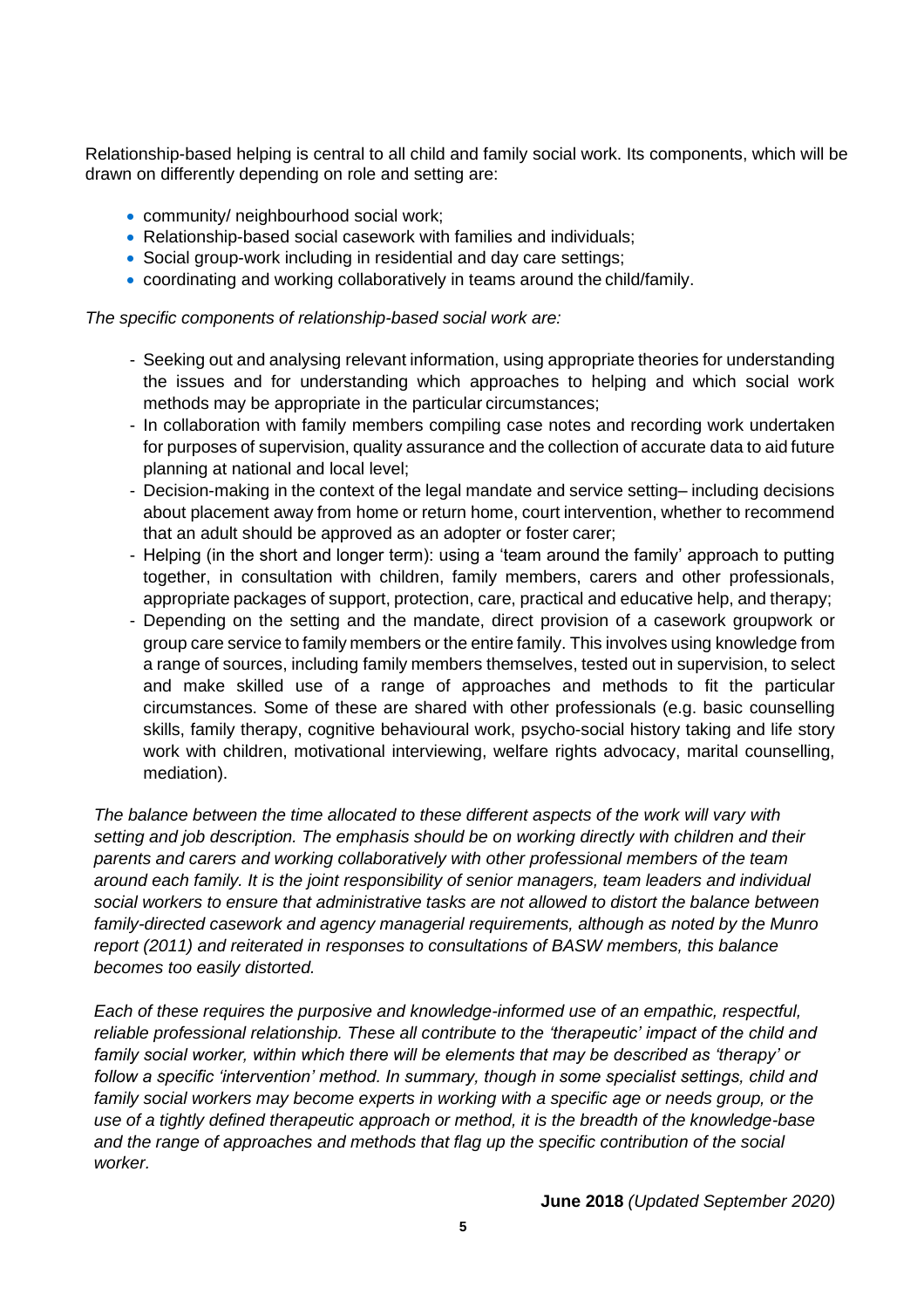Relationship-based helping is central to all child and family social work. Its components, which will be drawn on differently depending on role and setting are:

- community/ neighbourhood social work;
- Relationship-based social casework with families and individuals;
- Social group-work including in residential and day care settings;
- coordinating and working collaboratively in teams around the child/family.

*The specific components of relationship-based social work are:*

- Seeking out and analysing relevant information, using appropriate theories for understanding the issues and for understanding which approaches to helping and which social work methods may be appropriate in the particular circumstances;
- In collaboration with family members compiling case notes and recording work undertaken for purposes of supervision, quality assurance and the collection of accurate data to aid future planning at national and local level;
- Decision-making in the context of the legal mandate and service setting– including decisions about placement away from home or return home, court intervention, whether to recommend that an adult should be approved as an adopter or foster carer;
- Helping (in the short and longer term): using a 'team around the family' approach to putting together, in consultation with children, family members, carers and other professionals, appropriate packages of support, protection, care, practical and educative help, and therapy;
- Depending on the setting and the mandate, direct provision of a casework groupwork or group care service to family members or the entire family. This involves using knowledge from a range of sources, including family members themselves, tested out in supervision, to select and make skilled use of a range of approaches and methods to fit the particular circumstances. Some of these are shared with other professionals (e.g. basic counselling skills, family therapy, cognitive behavioural work, psycho-social history taking and life story work with children, motivational interviewing, welfare rights advocacy, marital counselling, mediation).

*The balance between the time allocated to these different aspects of the work will vary with setting and job description. The emphasis should be on working directly with children and their parents and carers and working collaboratively with other professional members of the team around each family. It is the joint responsibility of senior managers, team leaders and individual social workers to ensure that administrative tasks are not allowed to distort the balance between family-directed casework and agency managerial requirements, although as noted by the Munro report (2011) and reiterated in responses to consultations of BASW members, this balance becomes too easily distorted.*

*Each of these requires the purposive and knowledge-informed use of an empathic, respectful, reliable professional relationship. These all contribute to the 'therapeutic' impact of the child and family social worker, within which there will be elements that may be described as 'therapy' or follow a specific 'intervention' method. In summary, though in some specialist settings, child and family social workers may become experts in working with a specific age or needs group, or the use of a tightly defined therapeutic approach or method, it is the breadth of the knowledge-base and the range of approaches and methods that flag up the specific contribution of the social worker.*

**June 2018** *(Updated September 2020)*